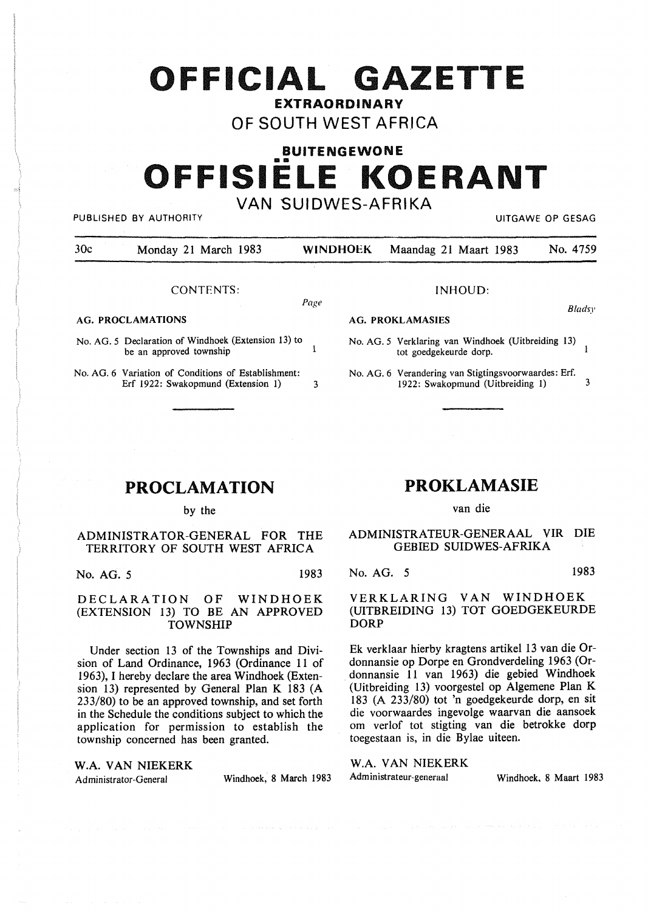# OFFICIAL GAZETTE

## EXTRAORDINARY

## OF SOUTH WEST AFRICA

## BUITENGEWONE

# OFFISIËLE KOERANT

## VAN SUIDWES-AFRIKA

PUBLISHED BY AUTHORITY — UITGAWE OP GESAG

30c — Monday 21 March 1983 — WINDHOEK — Maandag 21 Maart 1983 — No. 4759

CONTENTS:

| | Page |
|---|---|
| **AG. PROCLAMATIONS** | |
| No. AG. 5 Declaration of Windhoek (Extension 13) to be an approved township | 1 |
| No. AG. 6 Variation of Conditions of Establishment: Erf 1922: Swakopmund (Extension 1) | 3 |

INHOUD:

| | Bladsy |
|---|---|
| **AG. PROKLAMASIES** | |
| No. AG. 5 Verklaring van Windhoek (Uitbreiding 13) tot goedgekeurde dorp. | 1 |
| No. AG. 6 Verandering van Stigtingsvoorwaardes: Erf. 1922: Swakopmund (Uitbreiding 1) | 3 |

## PROCLAMATION

by the

ADMINISTRATOR-GENERAL FOR THE TERRITORY OF SOUTH WEST AFRICA

No. AG. 5 — 1983

### DECLARATION OF WINDHOEK (EXTENSION 13) TO BE AN APPROVED TOWNSHIP

Under section 13 of the Townships and Division of Land Ordinance, 1963 (Ordinance 11 of 1963), I hereby declare the area Windhoek (Extension 13) represented by General Plan K 183 (A 233/80) to be an approved township, and set forth in the Schedule the conditions subject to which the application for permission to establish the township concerned has been granted.

W.A. VAN NIEKERK
Administrator-General — Windhoek, 8 March 1983

## PROKLAMASIE

van die

ADMINISTRATEUR-GENERAAL VIR DIE GEBIED SUIDWES-AFRIKA

No. AG. 5 — 1983

### VERKLARING VAN WINDHOEK (UITBREIDING 13) TOT GOEDGEKEURDE DORP

Ek verklaar hierby kragtens artikel 13 van die Ordonnansie op Dorpe en Grondverdeling 1963 (Ordonnansie 11 van 1963) die gebied Windhoek (Uitbreiding 13) voorgestel op Algemene Plan K 183 (A 233/80) tot 'n goedgekeurde dorp, en sit die voorwaardes ingevolge waarvan die aansoek om verlof tot stigting van die betrokke dorp toegestaan is, in die Bylae uiteen.

W.A. VAN NIEKERK
Administrateur-generaal — Windhoek, 8 Maart 1983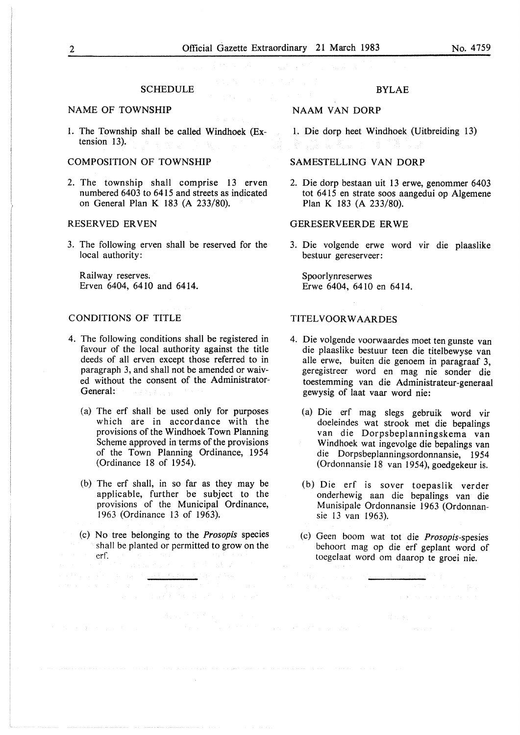## SCHEDULE

### NAME OF TOWNSHIP

1. The Township shall be called Windhoek (Extension 13).

### COMPOSITION OF TOWNSHIP

2. The township shall comprise 13 erven numbered 6403 to 6415 and streets as indicated on General Plan K 183 (A 233/80).

### RESERVED ERVEN

3. The following erven shall be reserved for the local authority:

   Railway reserves.
   Erven 6404, 6410 and 6414.

### CONDITIONS OF TITLE

4. The following conditions shall be registered in favour of the local authority against the title deeds of all erven except those referred to in paragraph 3, and shall not be amended or waived without the consent of the Administrator-General:

   (a) The erf shall be used only for purposes which are in accordance with the provisions of the Windhoek Town Planning Scheme approved in terms of the provisions of the Town Planning Ordinance, 1954 (Ordinance 18 of 1954).

   (b) The erf shall, in so far as they may be applicable, further be subject to the provisions of the Municipal Ordinance, 1963 (Ordinance 13 of 1963).

   (c) No tree belonging to the *Prosopis* species shall be planted or permitted to grow on the erf.

---

## BYLAE

### NAAM VAN DORP

1. Die dorp heet Windhoek (Uitbreiding 13)

### SAMESTELLING VAN DORP

2. Die dorp bestaan uit 13 erwe, genommer 6403 tot 6415 en strate soos aangedui op Algemene Plan K 183 (A 233/80).

### GERESERVEERDE ERWE

3. Die volgende erwe word vir die plaaslike bestuur gereserveer:

   Spoorlynreserwes
   Erwe 6404, 6410 en 6414.

### TITELVOORWAARDES

4. Die volgende voorwaardes moet ten gunste van die plaaslike bestuur teen die titelbewyse van alle erwe, buiten die genoem in paragraaf 3, geregistreer word en mag nie sonder die toestemming van die Administrateur-generaal gewysig of laat vaar word nie:

   (a) Die erf mag slegs gebruik word vir doeleindes wat strook met die bepalings van die Dorpsbeplanningskema van Windhoek wat ingevolge die bepalings van die Dorpsbeplanningsordonnansie, 1954 (Ordonnansie 18 van 1954), goedgekeur is.

   (b) Die erf is sover toepaslik verder onderhewig aan die bepalings van die Munisipale Ordonnansie 1963 (Ordonnansie 13 van 1963).

   (c) Geen boom wat tot die *Prosopis*-spesies behoort mag op die erf geplant word of toegelaat word om daarop te groei nie.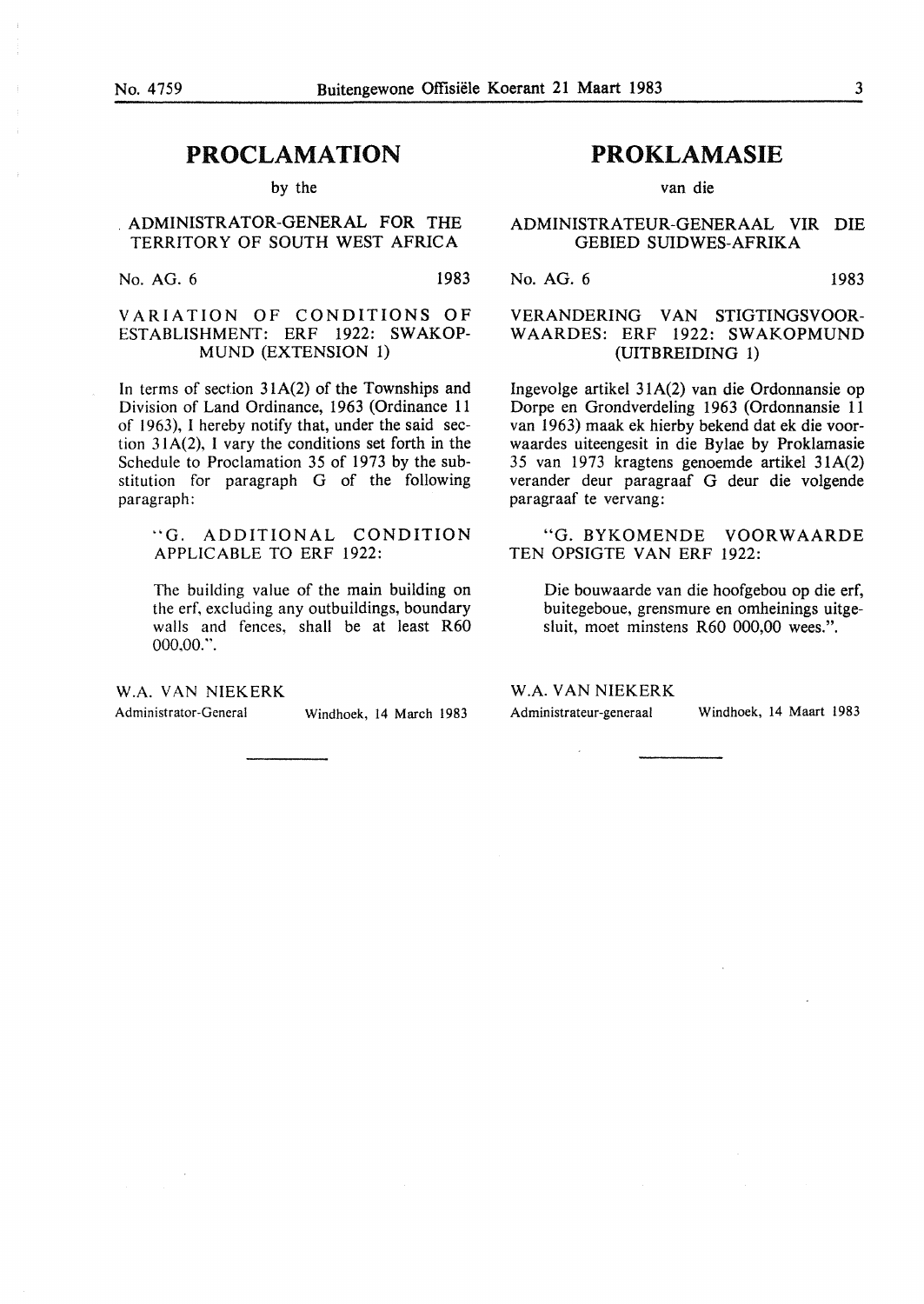# PROCLAMATION

by the

ADMINISTRATOR-GENERAL FOR THE TERRITORY OF SOUTH WEST AFRICA

No. AG. 6 1983

## VARIATION OF CONDITIONS OF ESTABLISHMENT: ERF 1922: SWAKOPMUND (EXTENSION 1)

In terms of section 31A(2) of the Townships and Division of Land Ordinance, 1963 (Ordinance 11 of 1963), I hereby notify that, under the said section 31A(2), I vary the conditions set forth in the Schedule to Proclamation 35 of 1973 by the substitution for paragraph G of the following paragraph:

> "G. ADDITIONAL CONDITION APPLICABLE TO ERF 1922:
>
> The building value of the main building on the erf, excluding any outbuildings, boundary walls and fences, shall be at least R60 000,00.".

W.A. VAN NIEKERK
Administrator-General Windhoek, 14 March 1983

---

# PROKLAMASIE

van die

ADMINISTRATEUR-GENERAAL VIR DIE GEBIED SUIDWES-AFRIKA

No. AG. 6 1983

## VERANDERING VAN STIGTINGSVOORWAARDES: ERF 1922: SWAKOPMUND (UITBREIDING 1)

Ingevolge artikel 31A(2) van die Ordonnansie op Dorpe en Grondverdeling 1963 (Ordonnansie 11 van 1963) maak ek hierby bekend dat ek die voorwaardes uiteengesit in die Bylae by Proklamasie 35 van 1973 kragtens genoemde artikel 31A(2) verander deur paragraaf G deur die volgende paragraaf te vervang:

> "G. BYKOMENDE VOORWAARDE TEN OPSIGTE VAN ERF 1922:
>
> Die bouwaarde van die hoofgebou op die erf, buitegeboue, grensmure en omheinings uitgesluit, moet minstens R60 000,00 wees.".

W.A. VAN NIEKERK
Administrateur-generaal Windhoek, 14 Maart 1983